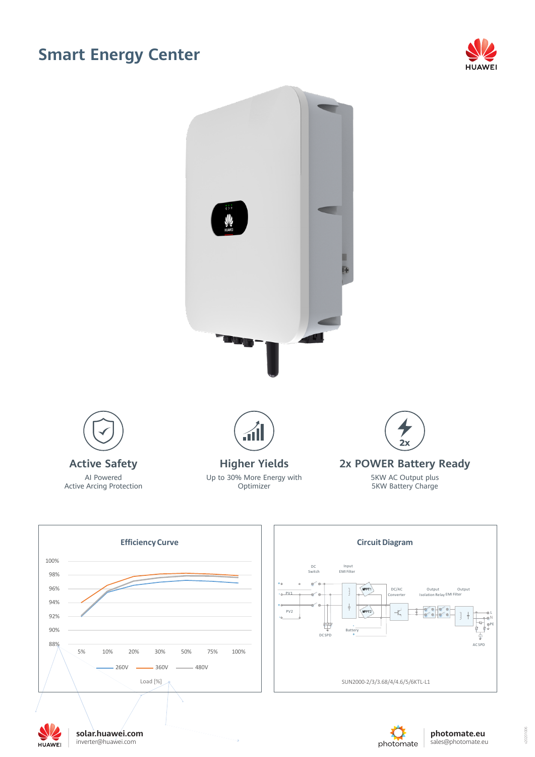# Smart Energy Center

HUAWEI

## Active Safety

AI Powered
Active Arcing Protection

## Higher Yields

Up to 30% More Energy with
Optimizer

## 2x POWER Battery Ready

5KW AC Output plus
5KW Battery Charge

### Efficiency Curve

100%
98%
96%
94%
92%
90%
88%

5% 10% 20% 30% 50% 75% 100%

260V 360V 480V

Load [%]

### Circuit Diagram

DC Switch
Input EMI Filter
PV1
PV2
MPPT1
MPPT2
DC/AC Converter
Output Isolation Relay
Output EMI Filter
DC SPD
Battery
AC SPD
L
N
PE

SUN2000-2/3/3.68/4/4.6/5/6KTL-L1

solar.huawei.com
inverter@huawei.com

photomate.eu
sales@photomate.eu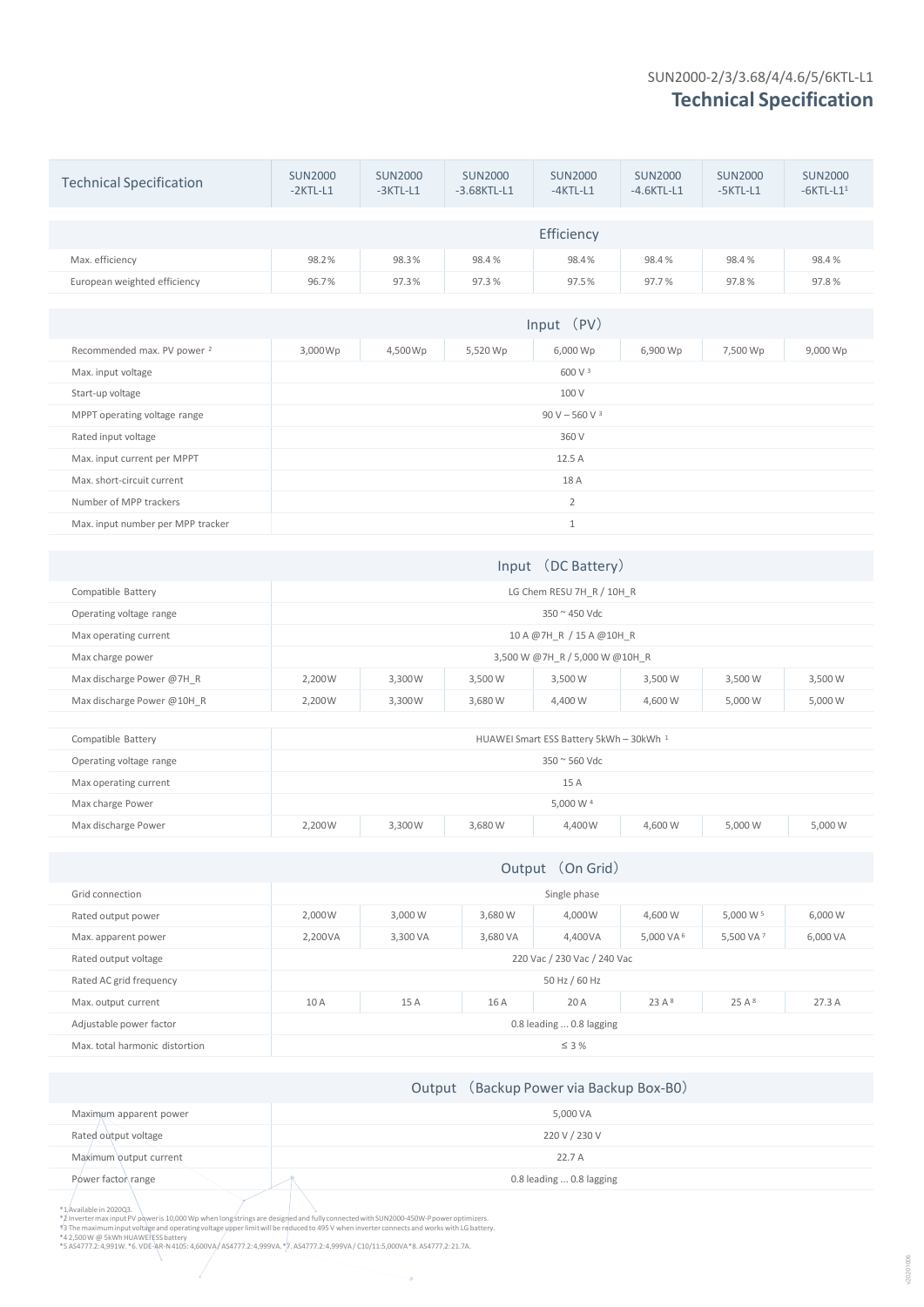SUN2000-2/3/3.68/4/4.6/5/6KTL-L1

# Technical Specification

| Technical Specification | SUN2000 -2KTL-L1 | SUN2000 -3KTL-L1 | SUN2000 -3.68KTL-L1 | SUN2000 -4KTL-L1 | SUN2000 -4.6KTL-L1 | SUN2000 -5KTL-L1 | SUN2000 -6KTL-L1[1] |
|---|---|---|---|---|---|---|---|
| **Efficiency** | | | | | | | |
| Max. efficiency | 98.2% | 98.3% | 98.4 % | 98.4% | 98.4 % | 98.4 % | 98.4 % |
| European weighted efficiency | 96.7% | 97.3% | 97.3 % | 97.5% | 97.7 % | 97.8 % | 97.8 % |
| **Input （PV）** | | | | | | | |
| Recommended max. PV power [2] | 3,000Wp | 4,500Wp | 5,520 Wp | 6,000 Wp | 6,900 Wp | 7,500 Wp | 9,000 Wp |
| Max. input voltage | 600 V [3] | | | | | | |
| Start-up voltage | 100 V | | | | | | |
| MPPT operating voltage range | 90 V – 560 V [3] | | | | | | |
| Rated input voltage | 360 V | | | | | | |
| Max. input current per MPPT | 12.5 A | | | | | | |
| Max. short-circuit current | 18 A | | | | | | |
| Number of MPP trackers | 2 | | | | | | |
| Max. input number per MPP tracker | 1 | | | | | | |
| **Input （DC Battery）** | | | | | | | |
| Compatible Battery | LG Chem RESU 7H_R / 10H_R | | | | | | |
| Operating voltage range | 350 ~ 450 Vdc | | | | | | |
| Max operating current | 10 A @7H_R / 15 A @10H_R | | | | | | |
| Max charge power | 3,500 W @7H_R / 5,000 W @10H_R | | | | | | |
| Max discharge Power @7H_R | 2,200W | 3,300W | 3,500 W | 3,500 W | 3,500 W | 3,500 W | 3,500 W |
| Max discharge Power @10H_R | 2,200W | 3,300W | 3,680 W | 4,400 W | 4,600 W | 5,000 W | 5,000 W |
| Compatible Battery | HUAWEI Smart ESS Battery 5kWh – 30kWh [1] | | | | | | |
| Operating voltage range | 350 ~ 560 Vdc | | | | | | |
| Max operating current | 15 A | | | | | | |
| Max charge Power | 5,000 W [4] | | | | | | |
| Max discharge Power | 2,200W | 3,300W | 3,680 W | 4,400W | 4,600 W | 5,000 W | 5,000 W |
| **Output （On Grid）** | | | | | | | |
| Grid connection | Single phase | | | | | | |
| Rated output power | 2,000W | 3,000 W | 3,680 W | 4,000W | 4,600 W | 5,000 W [5] | 6,000 W |
| Max. apparent power | 2,200VA | 3,300 VA | 3,680 VA | 4,400VA | 5,000 VA [6] | 5,500 VA [7] | 6,000 VA |
| Rated output voltage | 220 Vac / 230 Vac / 240 Vac | | | | | | |
| Rated AC grid frequency | 50 Hz / 60 Hz | | | | | | |
| Max. output current | 10 A | 15 A | 16 A | 20 A | 23 A [8] | 25 A [8] | 27.3 A |
| Adjustable power factor | 0.8 leading ... 0.8 lagging | | | | | | |
| Max. total harmonic distortion | ≤ 3 % | | | | | | |
| **Output （Backup Power via Backup Box-B0）** | | | | | | | |
| Maximum apparent power | 5,000 VA | | | | | | |
| Rated output voltage | 220 V / 230 V | | | | | | |
| Maximum output current | 22.7 A | | | | | | |
| Power factor range | 0.8 leading ... 0.8 lagging | | | | | | |

*1 Available in 2020Q3.
*2 Inverter max input PV power is 10,000 Wp when long strings are designed and fully connected with SUN2000-450W-P power optimizers.
*3 The maximum input voltage and operating voltage upper limit will be reduced to 495 V when inverter connects and works with LG battery.
*4 2,500 W @ 5kWh HUAWEI ESS battery
*5 AS4777.2:4,991W. *6. VDE-AR-N 4105: 4,600VA / AS4777.2:4,999VA. *7. AS4777.2: 4,999VA / C10/11:5,000VA *8. AS4777.2: 21.7A.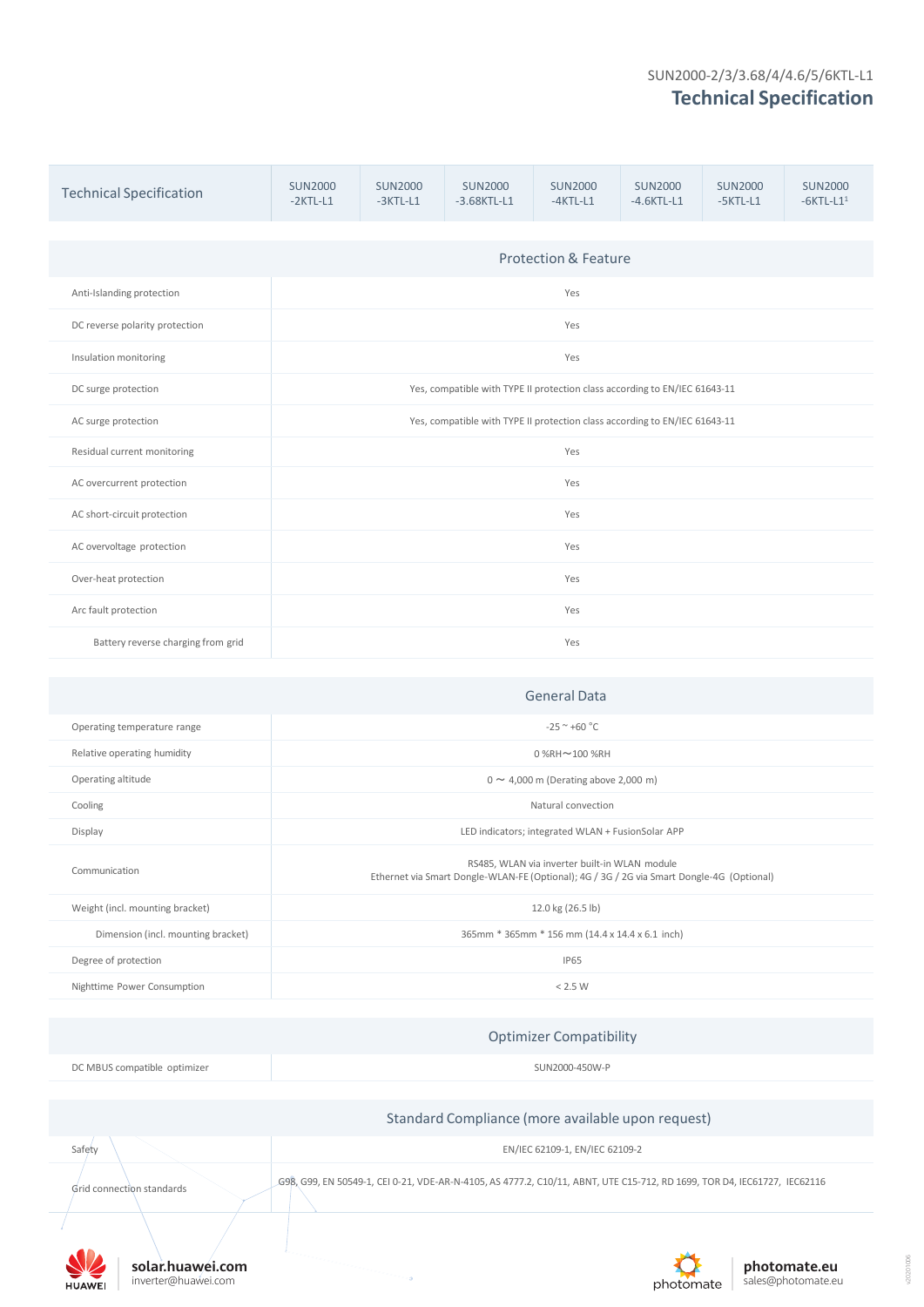SUN2000-2/3/3.68/4/4.6/5/6KTL-L1

# Technical Specification

| Technical Specification | SUN2000 -2KTL-L1 | SUN2000 -3KTL-L1 | SUN2000 -3.68KTL-L1 | SUN2000 -4KTL-L1 | SUN2000 -4.6KTL-L1 | SUN2000 -5KTL-L1 | SUN2000 -6KTL-L1[1] |
|---|---|---|---|---|---|---|---|
| **Protection & Feature** | | | | | | | |
| Anti-Islanding protection | Yes | | | | | | |
| DC reverse polarity protection | Yes | | | | | | |
| Insulation monitoring | Yes | | | | | | |
| DC surge protection | Yes, compatible with TYPE II protection class according to EN/IEC 61643-11 | | | | | | |
| AC surge protection | Yes, compatible with TYPE II protection class according to EN/IEC 61643-11 | | | | | | |
| Residual current monitoring | Yes | | | | | | |
| AC overcurrent protection | Yes | | | | | | |
| AC short-circuit protection | Yes | | | | | | |
| AC overvoltage protection | Yes | | | | | | |
| Over-heat protection | Yes | | | | | | |
| Arc fault protection | Yes | | | | | | |
| Battery reverse charging from grid | Yes | | | | | | |
| **General Data** | | | | | | | |
| Operating temperature range | -25 ~ +60 °C | | | | | | |
| Relative operating humidity | 0 %RH～100 %RH | | | | | | |
| Operating altitude | 0 ～ 4,000 m (Derating above 2,000 m) | | | | | | |
| Cooling | Natural convection | | | | | | |
| Display | LED indicators; integrated WLAN + FusionSolar APP | | | | | | |
| Communication | RS485, WLAN via inverter built-in WLAN module<br>Ethernet via Smart Dongle-WLAN-FE (Optional); 4G / 3G / 2G via Smart Dongle-4G (Optional) | | | | | | |
| Weight (incl. mounting bracket) | 12.0 kg (26.5 lb) | | | | | | |
| Dimension (incl. mounting bracket) | 365mm * 365mm * 156 mm (14.4 x 14.4 x 6.1 inch) | | | | | | |
| Degree of protection | IP65 | | | | | | |
| Nighttime Power Consumption | < 2.5 W | | | | | | |
| **Optimizer Compatibility** | | | | | | | |
| DC MBUS compatible optimizer | SUN2000-450W-P | | | | | | |
| **Standard Compliance (more available upon request)** | | | | | | | |
| Safety | EN/IEC 62109-1, EN/IEC 62109-2 | | | | | | |
| Grid connection standards | G98, G99, EN 50549-1, CEI 0-21, VDE-AR-N-4105, AS 4777.2, C10/11, ABNT, UTE C15-712, RD 1699, TOR D4, IEC61727, IEC62116 | | | | | | |

**solar.huawei.com**
inverter@huawei.com

**photomate.eu**
sales@photomate.eu